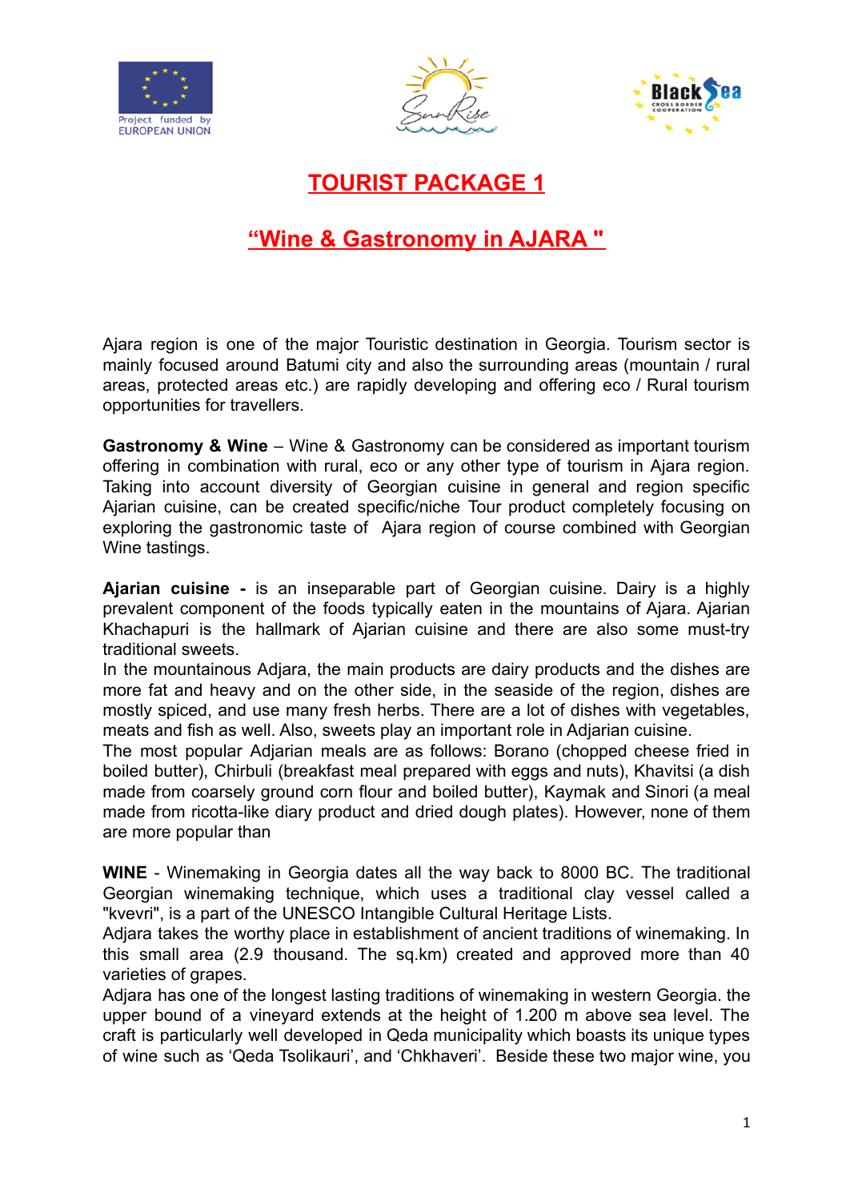# TOURIST PACKAGE 1

## "Wine & Gastronomy in AJARA "

Ajara region is one of the major Touristic destination in Georgia. Tourism sector is mainly focused around Batumi city and also the surrounding areas (mountain / rural areas, protected areas etc.) are rapidly developing and offering eco / Rural tourism opportunities for travellers.

**Gastronomy & Wine** – Wine & Gastronomy can be considered as important tourism offering in combination with rural, eco or any other type of tourism in Ajara region. Taking into account diversity of Georgian cuisine in general and region specific Ajarian cuisine, can be created specific/niche Tour product completely focusing on exploring the gastronomic taste of Ajara region of course combined with Georgian Wine tastings.

**Ajarian cuisine -** is an inseparable part of Georgian cuisine. Dairy is a highly prevalent component of the foods typically eaten in the mountains of Ajara. Ajarian Khachapuri is the hallmark of Ajarian cuisine and there are also some must-try traditional sweets.
In the mountainous Adjara, the main products are dairy products and the dishes are more fat and heavy and on the other side, in the seaside of the region, dishes are mostly spiced, and use many fresh herbs. There are a lot of dishes with vegetables, meats and fish as well. Also, sweets play an important role in Adjarian cuisine.
The most popular Adjarian meals are as follows: Borano (chopped cheese fried in boiled butter), Chirbuli (breakfast meal prepared with eggs and nuts), Khavitsi (a dish made from coarsely ground corn flour and boiled butter), Kaymak and Sinori (a meal made from ricotta-like diary product and dried dough plates). However, none of them are more popular than

**WINE** - Winemaking in Georgia dates all the way back to 8000 BC. The traditional Georgian winemaking technique, which uses a traditional clay vessel called a "kvevri", is a part of the UNESCO Intangible Cultural Heritage Lists.
Adjara takes the worthy place in establishment of ancient traditions of winemaking. In this small area (2.9 thousand. The sq.km) created and approved more than 40 varieties of grapes.
Adjara has one of the longest lasting traditions of winemaking in western Georgia. the upper bound of a vineyard extends at the height of 1.200 m above sea level. The craft is particularly well developed in Qeda municipality which boasts its unique types of wine such as 'Qeda Tsolikauri', and 'Chkhaveri'. Beside these two major wine, you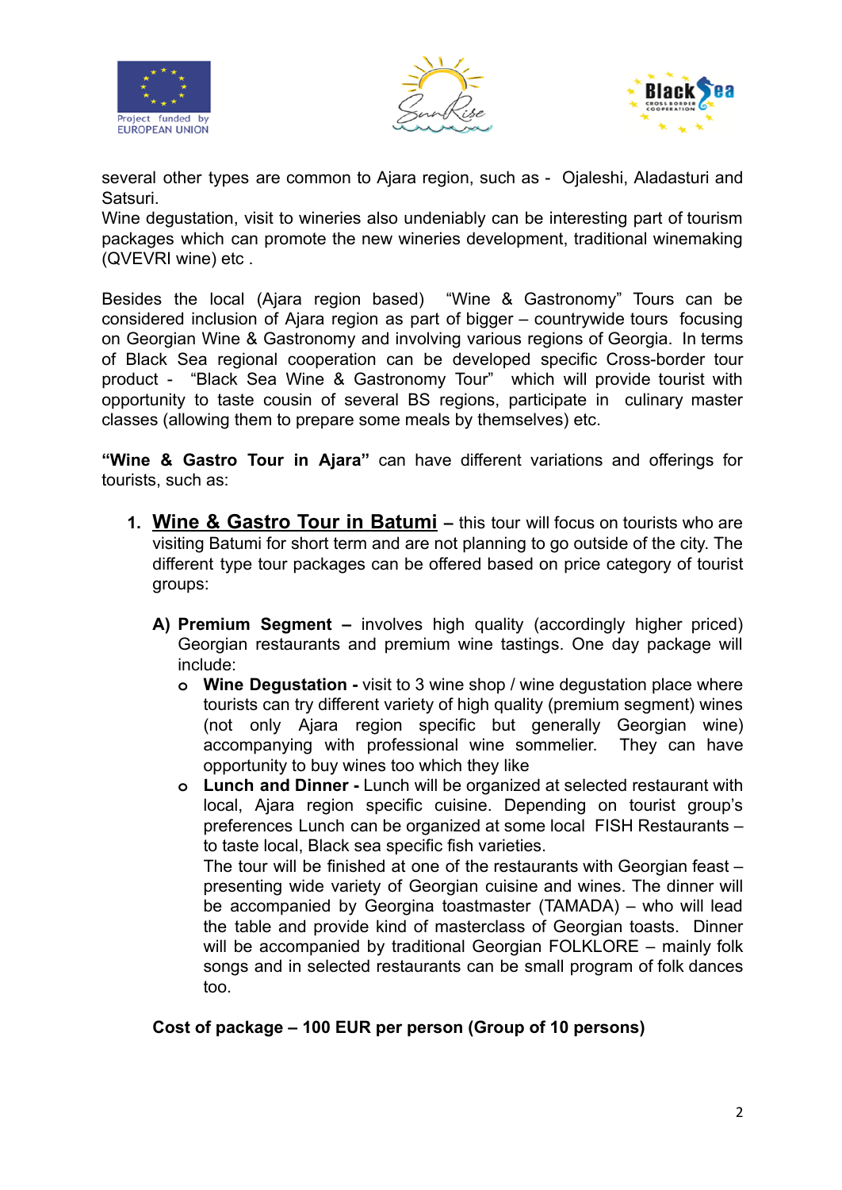several other types are common to Ajara region, such as - Ojaleshi, Aladasturi and Satsuri.
Wine degustation, visit to wineries also undeniably can be interesting part of tourism packages which can promote the new wineries development, traditional winemaking (QVEVRI wine) etc .

Besides the local (Ajara region based) "Wine & Gastronomy" Tours can be considered inclusion of Ajara region as part of bigger – countrywide tours focusing on Georgian Wine & Gastronomy and involving various regions of Georgia. In terms of Black Sea regional cooperation can be developed specific Cross-border tour product - "Black Sea Wine & Gastronomy Tour" which will provide tourist with opportunity to taste cousin of several BS regions, participate in culinary master classes (allowing them to prepare some meals by themselves) etc.

**"Wine & Gastro Tour in Ajara"** can have different variations and offerings for tourists, such as:

1. **Wine & Gastro Tour in Batumi** – this tour will focus on tourists who are visiting Batumi for short term and are not planning to go outside of the city. The different type tour packages can be offered based on price category of tourist groups:

   A) **Premium Segment –** involves high quality (accordingly higher priced) Georgian restaurants and premium wine tastings. One day package will include:
   - **Wine Degustation -** visit to 3 wine shop / wine degustation place where tourists can try different variety of high quality (premium segment) wines (not only Ajara region specific but generally Georgian wine) accompanying with professional wine sommelier. They can have opportunity to buy wines too which they like
   - **Lunch and Dinner -** Lunch will be organized at selected restaurant with local, Ajara region specific cuisine. Depending on tourist group's preferences Lunch can be organized at some local FISH Restaurants – to taste local, Black sea specific fish varieties.
     The tour will be finished at one of the restaurants with Georgian feast – presenting wide variety of Georgian cuisine and wines. The dinner will be accompanied by Georgina toastmaster (TAMADA) – who will lead the table and provide kind of masterclass of Georgian toasts. Dinner will be accompanied by traditional Georgian FOLKLORE – mainly folk songs and in selected restaurants can be small program of folk dances too.

   **Cost of package – 100 EUR per person (Group of 10 persons)**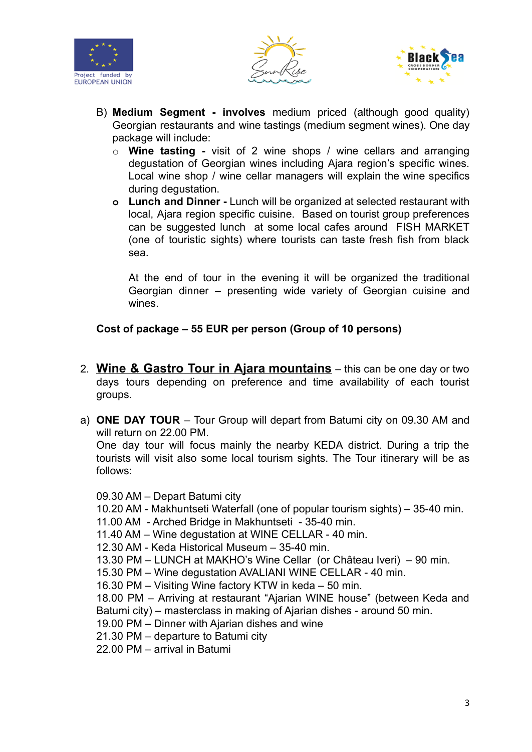B) **Medium Segment - involves** medium priced (although good quality) Georgian restaurants and wine tastings (medium segment wines). One day package will include:

- **Wine tasting -** visit of 2 wine shops / wine cellars and arranging degustation of Georgian wines including Ajara region's specific wines. Local wine shop / wine cellar managers will explain the wine specifics during degustation.
- **Lunch and Dinner -** Lunch will be organized at selected restaurant with local, Ajara region specific cuisine. Based on tourist group preferences can be suggested lunch at some local cafes around FISH MARKET (one of touristic sights) where tourists can taste fresh fish from black sea.

  At the end of tour in the evening it will be organized the traditional Georgian dinner – presenting wide variety of Georgian cuisine and wines.

**Cost of package – 55 EUR per person (Group of 10 persons)**

2. **<u>Wine & Gastro Tour in Ajara mountains</u>** – this can be one day or two days tours depending on preference and time availability of each tourist groups.

a) **ONE DAY TOUR** – Tour Group will depart from Batumi city on 09.30 AM and will return on 22.00 PM.
One day tour will focus mainly the nearby KEDA district. During a trip the tourists will visit also some local tourism sights. The Tour itinerary will be as follows:

09.30 AM – Depart Batumi city
10.20 AM - Makhuntseti Waterfall (one of popular tourism sights) – 35-40 min.
11.00 AM - Arched Bridge in Makhuntseti - 35-40 min.
11.40 AM – Wine degustation at WINE CELLAR - 40 min.
12.30 AM - Keda Historical Museum – 35-40 min.
13.30 PM – LUNCH at MAKHO's Wine Cellar (or Château Iveri) – 90 min.
15.30 PM – Wine degustation AVALIANI WINE CELLAR - 40 min.
16.30 PM – Visiting Wine factory KTW in keda – 50 min.
18.00 PM – Arriving at restaurant "Ajarian WINE house" (between Keda and Batumi city) – masterclass in making of Ajarian dishes - around 50 min.
19.00 PM – Dinner with Ajarian dishes and wine
21.30 PM – departure to Batumi city
22.00 PM – arrival in Batumi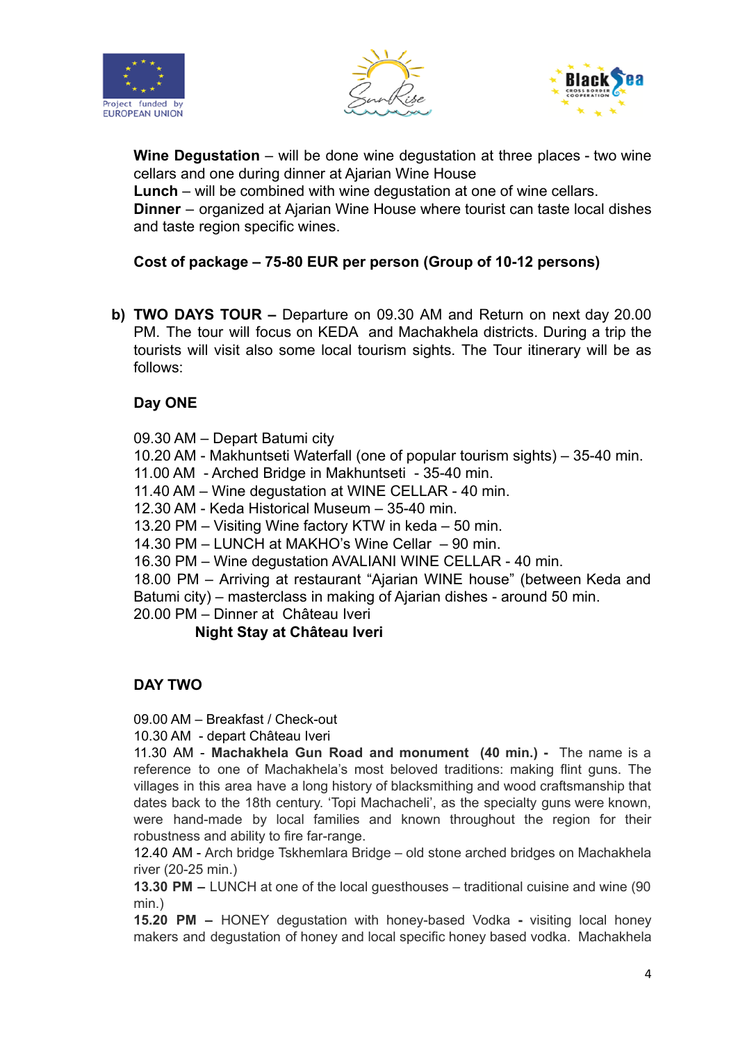**Wine Degustation** – will be done wine degustation at three places - two wine cellars and one during dinner at Ajarian Wine House
**Lunch** – will be combined with wine degustation at one of wine cellars.
**Dinner** – organized at Ajarian Wine House where tourist can taste local dishes and taste region specific wines.

**Cost of package – 75-80 EUR per person (Group of 10-12 persons)**

b) **TWO DAYS TOUR –** Departure on 09.30 AM and Return on next day 20.00 PM. The tour will focus on KEDA and Machakhela districts. During a trip the tourists will visit also some local tourism sights. The Tour itinerary will be as follows:

**Day ONE**

09.30 AM – Depart Batumi city
10.20 AM - Makhuntseti Waterfall (one of popular tourism sights) – 35-40 min.
11.00 AM - Arched Bridge in Makhuntseti - 35-40 min.
11.40 AM – Wine degustation at WINE CELLAR - 40 min.
12.30 AM - Keda Historical Museum – 35-40 min.
13.20 PM – Visiting Wine factory KTW in keda – 50 min.
14.30 PM – LUNCH at MAKHO's Wine Cellar – 90 min.
16.30 PM – Wine degustation AVALIANI WINE CELLAR - 40 min.
18.00 PM – Arriving at restaurant "Ajarian WINE house" (between Keda and Batumi city) – masterclass in making of Ajarian dishes - around 50 min.
20.00 PM – Dinner at Château Iveri
**Night Stay at Château Iveri**

**DAY TWO**

09.00 AM – Breakfast / Check-out
10.30 AM - depart Château Iveri
11.30 AM - **Machakhela Gun Road and monument (40 min.) -** The name is a reference to one of Machakhela's most beloved traditions: making flint guns. The villages in this area have a long history of blacksmithing and wood craftsmanship that dates back to the 18th century. 'Topi Machacheli', as the specialty guns were known, were hand-made by local families and known throughout the region for their robustness and ability to fire far-range.
12.40 AM - Arch bridge Tskhemlara Bridge – old stone arched bridges on Machakhela river (20-25 min.)
**13.30 PM –** LUNCH at one of the local guesthouses – traditional cuisine and wine (90 min.)
**15.20 PM –** HONEY degustation with honey-based Vodka **-** visiting local honey makers and degustation of honey and local specific honey based vodka. Machakhela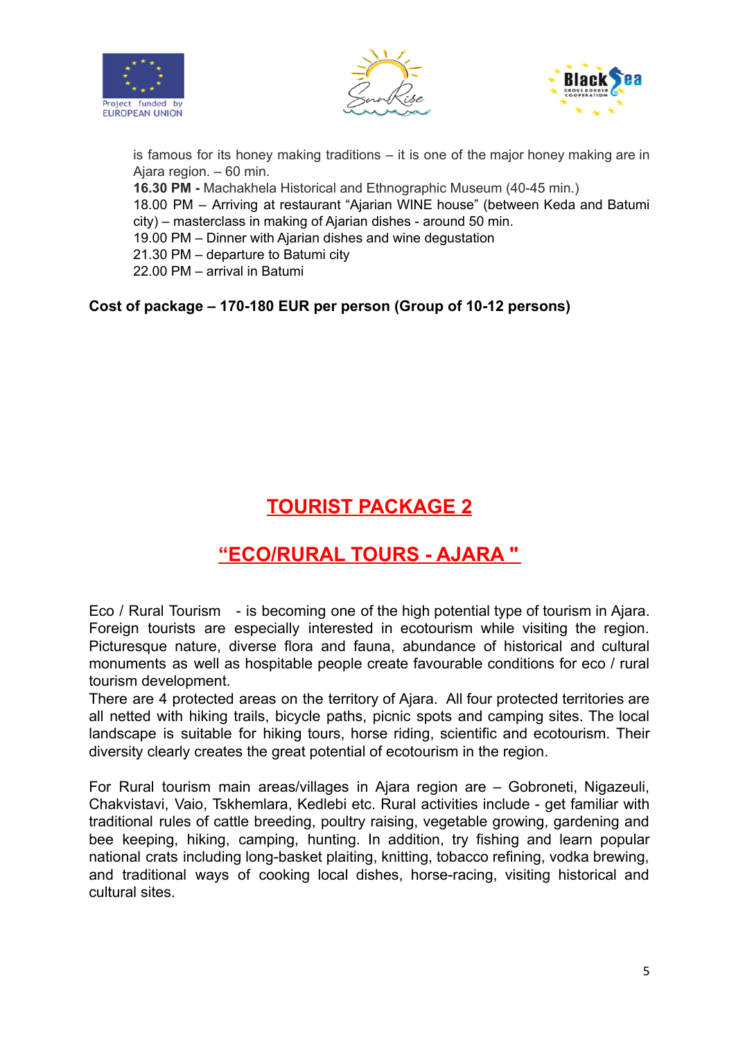is famous for its honey making traditions – it is one of the major honey making are in Ajara region. – 60 min.

**16.30 PM -** Machakhela Historical and Ethnographic Museum (40-45 min.)

18.00 PM – Arriving at restaurant "Ajarian WINE house" (between Keda and Batumi city) – masterclass in making of Ajarian dishes - around 50 min.

19.00 PM – Dinner with Ajarian dishes and wine degustation

21.30 PM – departure to Batumi city

22.00 PM – arrival in Batumi

**Cost of package – 170-180 EUR per person (Group of 10-12 persons)**

## TOURIST PACKAGE 2

## "ECO/RURAL TOURS - AJARA "

Eco / Rural Tourism - is becoming one of the high potential type of tourism in Ajara. Foreign tourists are especially interested in ecotourism while visiting the region. Picturesque nature, diverse flora and fauna, abundance of historical and cultural monuments as well as hospitable people create favourable conditions for eco / rural tourism development.

There are 4 protected areas on the territory of Ajara. All four protected territories are all netted with hiking trails, bicycle paths, picnic spots and camping sites. The local landscape is suitable for hiking tours, horse riding, scientific and ecotourism. Their diversity clearly creates the great potential of ecotourism in the region.

For Rural tourism main areas/villages in Ajara region are – Gobroneti, Nigazeuli, Chakvistavi, Vaio, Tskhemlara, Kedlebi etc. Rural activities include - get familiar with traditional rules of cattle breeding, poultry raising, vegetable growing, gardening and bee keeping, hiking, camping, hunting. In addition, try fishing and learn popular national crats including long-basket plaiting, knitting, tobacco refining, vodka brewing, and traditional ways of cooking local dishes, horse-racing, visiting historical and cultural sites.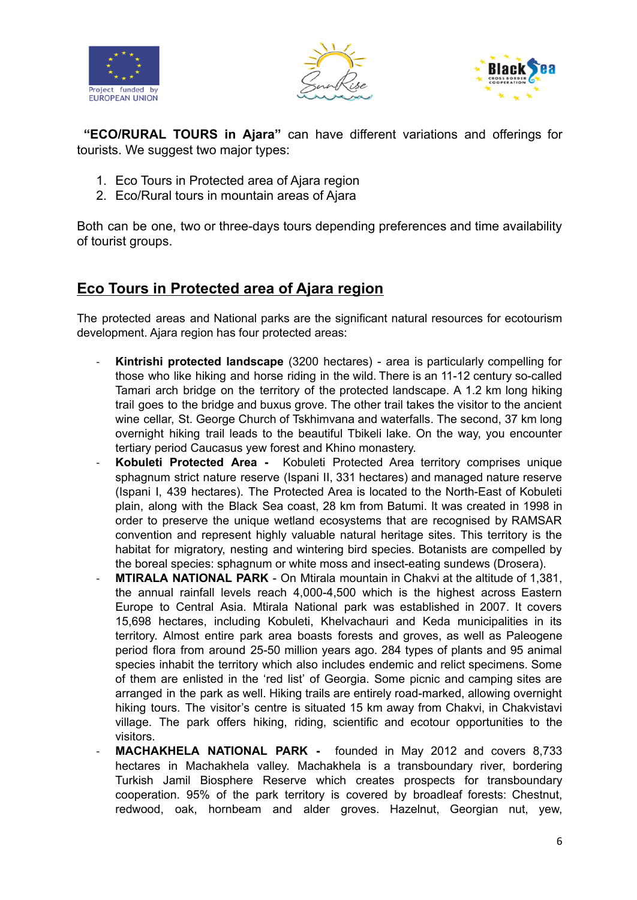**"ECO/RURAL TOURS in Ajara"** can have different variations and offerings for tourists. We suggest two major types:

1. Eco Tours in Protected area of Ajara region
2. Eco/Rural tours in mountain areas of Ajara

Both can be one, two or three-days tours depending preferences and time availability of tourist groups.

## Eco Tours in Protected area of Ajara region

The protected areas and National parks are the significant natural resources for ecotourism development. Ajara region has four protected areas:

- **Kintrishi protected landscape** (3200 hectares) - area is particularly compelling for those who like hiking and horse riding in the wild. There is an 11-12 century so-called Tamari arch bridge on the territory of the protected landscape. A 1.2 km long hiking trail goes to the bridge and buxus grove. The other trail takes the visitor to the ancient wine cellar, St. George Church of Tskhimvana and waterfalls. The second, 37 km long overnight hiking trail leads to the beautiful Tbikeli lake. On the way, you encounter tertiary period Caucasus yew forest and Khino monastery.
- **Kobuleti Protected Area -** Kobuleti Protected Area territory comprises unique sphagnum strict nature reserve (Ispani II, 331 hectares) and managed nature reserve (Ispani I, 439 hectares). The Protected Area is located to the North-East of Kobuleti plain, along with the Black Sea coast, 28 km from Batumi. It was created in 1998 in order to preserve the unique wetland ecosystems that are recognised by RAMSAR convention and represent highly valuable natural heritage sites. This territory is the habitat for migratory, nesting and wintering bird species. Botanists are compelled by the boreal species: sphagnum or white moss and insect-eating sundews (Drosera).
- **MTIRALA NATIONAL PARK** - On Mtirala mountain in Chakvi at the altitude of 1,381, the annual rainfall levels reach 4,000-4,500 which is the highest across Eastern Europe to Central Asia. Mtirala National park was established in 2007. It covers 15,698 hectares, including Kobuleti, Khelvachauri and Keda municipalities in its territory. Almost entire park area boasts forests and groves, as well as Paleogene period flora from around 25-50 million years ago. 284 types of plants and 95 animal species inhabit the territory which also includes endemic and relict specimens. Some of them are enlisted in the 'red list' of Georgia. Some picnic and camping sites are arranged in the park as well. Hiking trails are entirely road-marked, allowing overnight hiking tours. The visitor's centre is situated 15 km away from Chakvi, in Chakvistavi village. The park offers hiking, riding, scientific and ecotour opportunities to the visitors.
- **MACHAKHELA NATIONAL PARK -** founded in May 2012 and covers 8,733 hectares in Machakhela valley. Machakhela is a transboundary river, bordering Turkish Jamil Biosphere Reserve which creates prospects for transboundary cooperation. 95% of the park territory is covered by broadleaf forests: Chestnut, redwood, oak, hornbeam and alder groves. Hazelnut, Georgian nut, yew,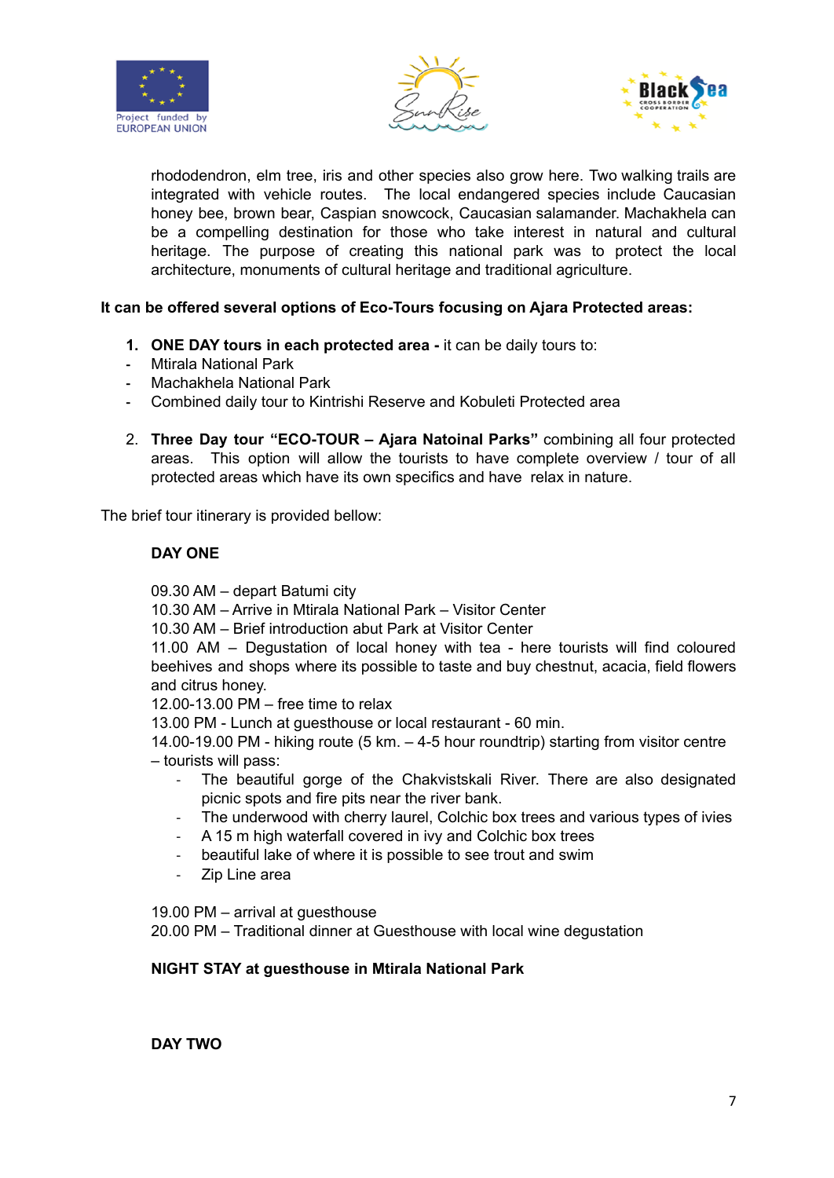rhododendron, elm tree, iris and other species also grow here. Two walking trails are integrated with vehicle routes. The local endangered species include Caucasian honey bee, brown bear, Caspian snowcock, Caucasian salamander. Machakhela can be a compelling destination for those who take interest in natural and cultural heritage. The purpose of creating this national park was to protect the local architecture, monuments of cultural heritage and traditional agriculture.

**It can be offered several options of Eco-Tours focusing on Ajara Protected areas:**

1. **ONE DAY tours in each protected area -** it can be daily tours to:
   - Mtirala National Park
   - Machakhela National Park
   - Combined daily tour to Kintrishi Reserve and Kobuleti Protected area

2. **Three Day tour "ECO-TOUR – Ajara Natoinal Parks"** combining all four protected areas. This option will allow the tourists to have complete overview / tour of all protected areas which have its own specifics and have relax in nature.

The brief tour itinerary is provided bellow:

**DAY ONE**

09.30 AM – depart Batumi city
10.30 AM – Arrive in Mtirala National Park – Visitor Center
10.30 AM – Brief introduction abut Park at Visitor Center
11.00 AM – Degustation of local honey with tea - here tourists will find coloured beehives and shops where its possible to taste and buy chestnut, acacia, field flowers and citrus honey.
12.00-13.00 PM – free time to relax
13.00 PM - Lunch at guesthouse or local restaurant - 60 min.
14.00-19.00 PM - hiking route (5 km. – 4-5 hour roundtrip) starting from visitor centre – tourists will pass:

- The beautiful gorge of the Chakvistskali River. There are also designated picnic spots and fire pits near the river bank.
- The underwood with cherry laurel, Colchic box trees and various types of ivies
- A 15 m high waterfall covered in ivy and Colchic box trees
- beautiful lake of where it is possible to see trout and swim
- Zip Line area

19.00 PM – arrival at guesthouse
20.00 PM – Traditional dinner at Guesthouse with local wine degustation

**NIGHT STAY at guesthouse in Mtirala National Park**

**DAY TWO**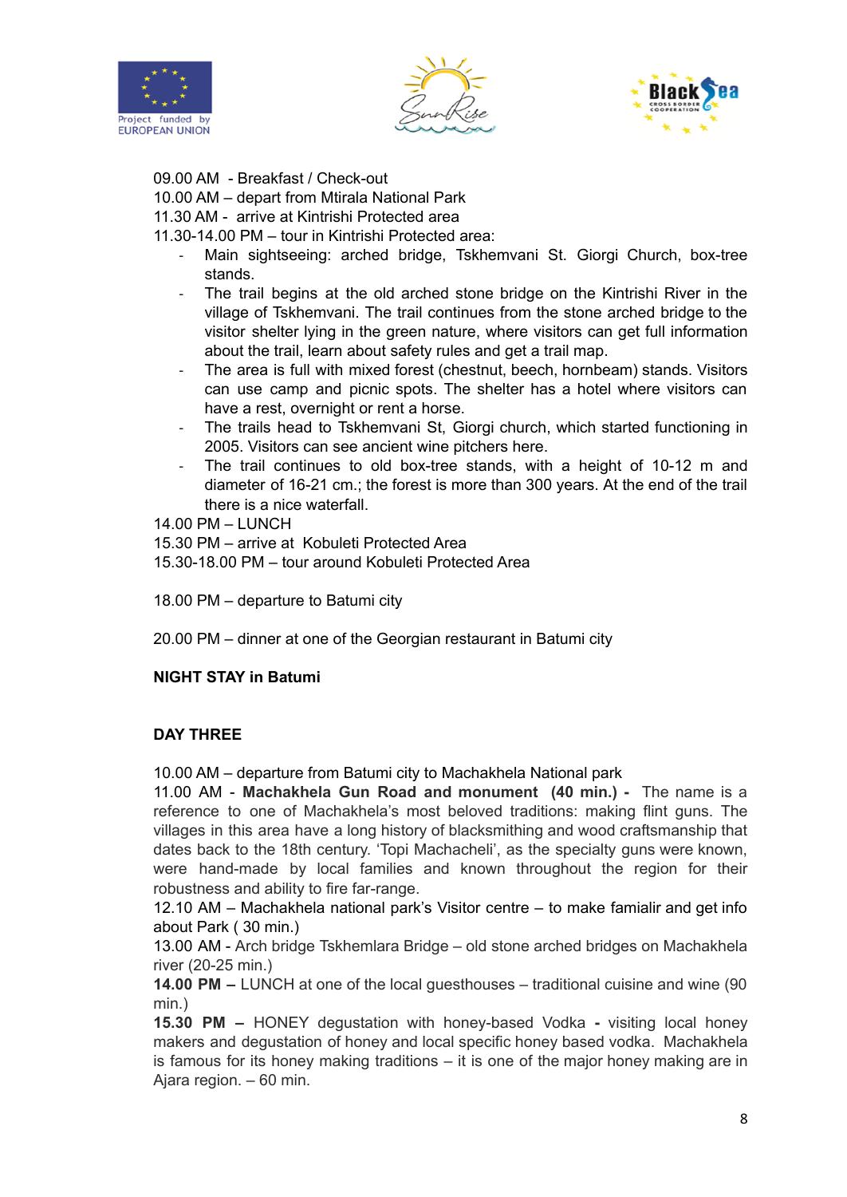09.00 AM - Breakfast / Check-out
10.00 AM – depart from Mtirala National Park
11.30 AM - arrive at Kintrishi Protected area
11.30-14.00 PM – tour in Kintrishi Protected area:

- Main sightseeing: arched bridge, Tskhemvani St. Giorgi Church, box-tree stands.
- The trail begins at the old arched stone bridge on the Kintrishi River in the village of Tskhemvani. The trail continues from the stone arched bridge to the visitor shelter lying in the green nature, where visitors can get full information about the trail, learn about safety rules and get a trail map.
- The area is full with mixed forest (chestnut, beech, hornbeam) stands. Visitors can use camp and picnic spots. The shelter has a hotel where visitors can have a rest, overnight or rent a horse.
- The trails head to Tskhemvani St, Giorgi church, which started functioning in 2005. Visitors can see ancient wine pitchers here.
- The trail continues to old box-tree stands, with a height of 10-12 m and diameter of 16-21 cm.; the forest is more than 300 years. At the end of the trail there is a nice waterfall.

14.00 PM – LUNCH
15.30 PM – arrive at Kobuleti Protected Area
15.30-18.00 PM – tour around Kobuleti Protected Area

18.00 PM – departure to Batumi city

20.00 PM – dinner at one of the Georgian restaurant in Batumi city

**NIGHT STAY in Batumi**

**DAY THREE**

10.00 AM – departure from Batumi city to Machakhela National park
11.00 AM - **Machakhela Gun Road and monument (40 min.) -** The name is a reference to one of Machakhela's most beloved traditions: making flint guns. The villages in this area have a long history of blacksmithing and wood craftsmanship that dates back to the 18th century. 'Topi Machacheli', as the specialty guns were known, were hand-made by local families and known throughout the region for their robustness and ability to fire far-range.
12.10 AM – Machakhela national park's Visitor centre – to make famialir and get info about Park ( 30 min.)
13.00 AM - Arch bridge Tskhemlara Bridge – old stone arched bridges on Machakhela river (20-25 min.)
**14.00 PM –** LUNCH at one of the local guesthouses – traditional cuisine and wine (90 min.)
**15.30 PM –** HONEY degustation with honey-based Vodka **-** visiting local honey makers and degustation of honey and local specific honey based vodka. Machakhela is famous for its honey making traditions – it is one of the major honey making are in Ajara region. – 60 min.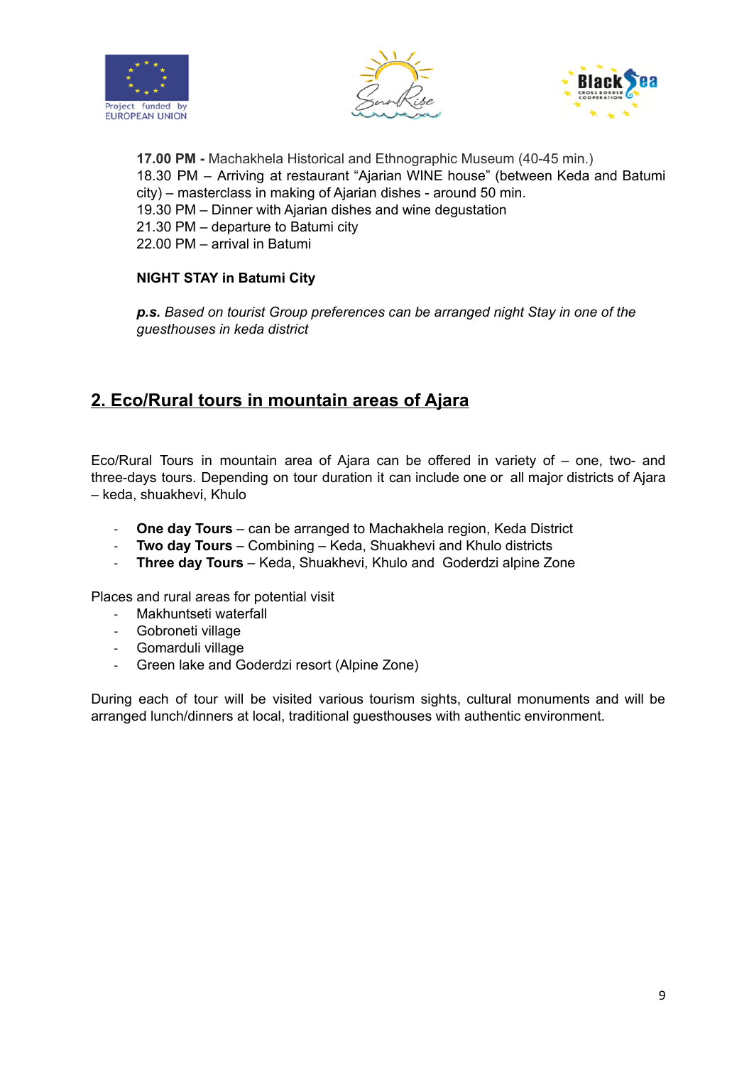**17.00 PM -** Machakhela Historical and Ethnographic Museum (40-45 min.)
18.30 PM – Arriving at restaurant "Ajarian WINE house" (between Keda and Batumi city) – masterclass in making of Ajarian dishes - around 50 min.
19.30 PM – Dinner with Ajarian dishes and wine degustation
21.30 PM – departure to Batumi city
22.00 PM – arrival in Batumi

**NIGHT STAY in Batumi City**

***p.s.*** *Based on tourist Group preferences can be arranged night Stay in one of the guesthouses in keda district*

## 2. Eco/Rural tours in mountain areas of Ajara

Eco/Rural Tours in mountain area of Ajara can be offered in variety of – one, two- and three-days tours. Depending on tour duration it can include one or all major districts of Ajara – keda, shuakhevi, Khulo

- **One day Tours** – can be arranged to Machakhela region, Keda District
- **Two day Tours** – Combining – Keda, Shuakhevi and Khulo districts
- **Three day Tours** – Keda, Shuakhevi, Khulo and Goderdzi alpine Zone

Places and rural areas for potential visit

- Makhuntseti waterfall
- Gobroneti village
- Gomarduli village
- Green lake and Goderdzi resort (Alpine Zone)

During each of tour will be visited various tourism sights, cultural monuments and will be arranged lunch/dinners at local, traditional guesthouses with authentic environment.